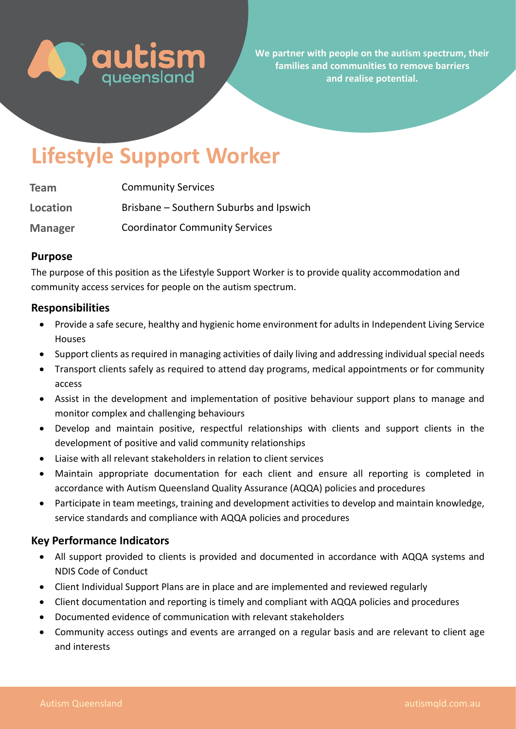We partner with people on the autism spectrum, their families and communities to remove barriers and realise potential.

# Lifestyle Support Worker

| | |
|---|---|
| **Team** | Community Services |
| **Location** | Brisbane – Southern Suburbs and Ipswich |
| **Manager** | Coordinator Community Services |

## Purpose

The purpose of this position as the Lifestyle Support Worker is to provide quality accommodation and community access services for people on the autism spectrum.

## Responsibilities

- Provide a safe secure, healthy and hygienic home environment for adults in Independent Living Service Houses
- Support clients as required in managing activities of daily living and addressing individual special needs
- Transport clients safely as required to attend day programs, medical appointments or for community access
- Assist in the development and implementation of positive behaviour support plans to manage and monitor complex and challenging behaviours
- Develop and maintain positive, respectful relationships with clients and support clients in the development of positive and valid community relationships
- Liaise with all relevant stakeholders in relation to client services
- Maintain appropriate documentation for each client and ensure all reporting is completed in accordance with Autism Queensland Quality Assurance (AQQA) policies and procedures
- Participate in team meetings, training and development activities to develop and maintain knowledge, service standards and compliance with AQQA policies and procedures

## Key Performance Indicators

- All support provided to clients is provided and documented in accordance with AQQA systems and NDIS Code of Conduct
- Client Individual Support Plans are in place and are implemented and reviewed regularly
- Client documentation and reporting is timely and compliant with AQQA policies and procedures
- Documented evidence of communication with relevant stakeholders
- Community access outings and events are arranged on a regular basis and are relevant to client age and interests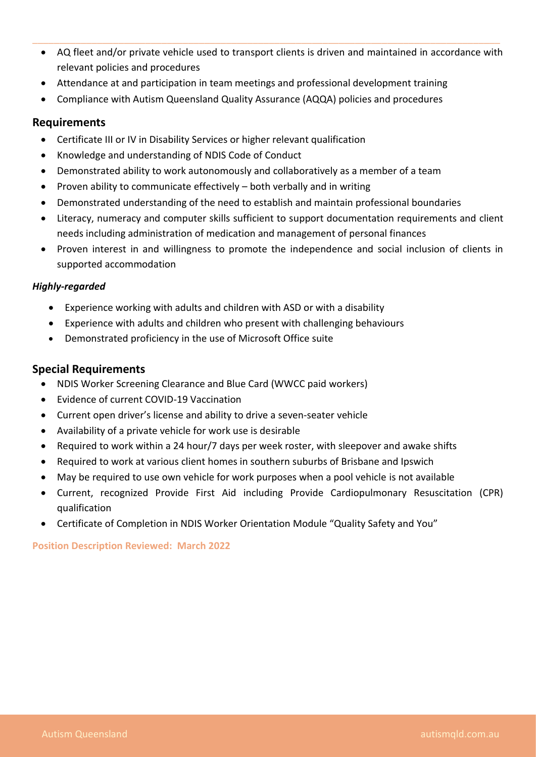- AQ fleet and/or private vehicle used to transport clients is driven and maintained in accordance with relevant policies and procedures
- Attendance at and participation in team meetings and professional development training
- Compliance with Autism Queensland Quality Assurance (AQQA) policies and procedures

## Requirements

- Certificate III or IV in Disability Services or higher relevant qualification
- Knowledge and understanding of NDIS Code of Conduct
- Demonstrated ability to work autonomously and collaboratively as a member of a team
- Proven ability to communicate effectively – both verbally and in writing
- Demonstrated understanding of the need to establish and maintain professional boundaries
- Literacy, numeracy and computer skills sufficient to support documentation requirements and client needs including administration of medication and management of personal finances
- Proven interest in and willingness to promote the independence and social inclusion of clients in supported accommodation

***Highly-regarded***

- Experience working with adults and children with ASD or with a disability
- Experience with adults and children who present with challenging behaviours
- Demonstrated proficiency in the use of Microsoft Office suite

## Special Requirements

- NDIS Worker Screening Clearance and Blue Card (WWCC paid workers)
- Evidence of current COVID-19 Vaccination
- Current open driver's license and ability to drive a seven-seater vehicle
- Availability of a private vehicle for work use is desirable
- Required to work within a 24 hour/7 days per week roster, with sleepover and awake shifts
- Required to work at various client homes in southern suburbs of Brisbane and Ipswich
- May be required to use own vehicle for work purposes when a pool vehicle is not available
- Current, recognized Provide First Aid including Provide Cardiopulmonary Resuscitation (CPR) qualification
- Certificate of Completion in NDIS Worker Orientation Module "Quality Safety and You"

**Position Description Reviewed: March 2022**